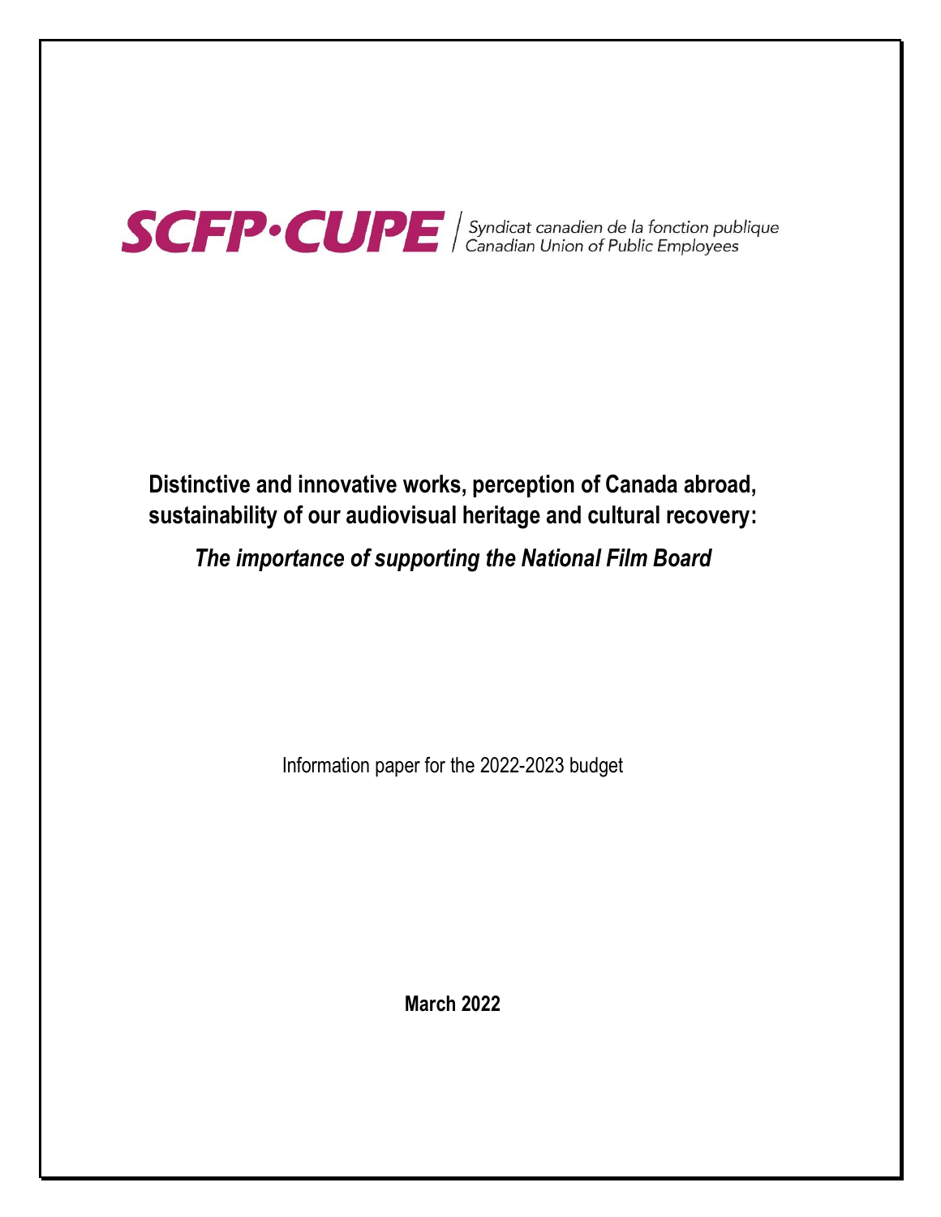SCFP·CUPE | Syndicat canadien de la fonction publique / Canadian Union of Public Employees

# Distinctive and innovative works, perception of Canada abroad, sustainability of our audiovisual heritage and cultural recovery:

## *The importance of supporting the National Film Board*

Information paper for the 2022-2023 budget

**March 2022**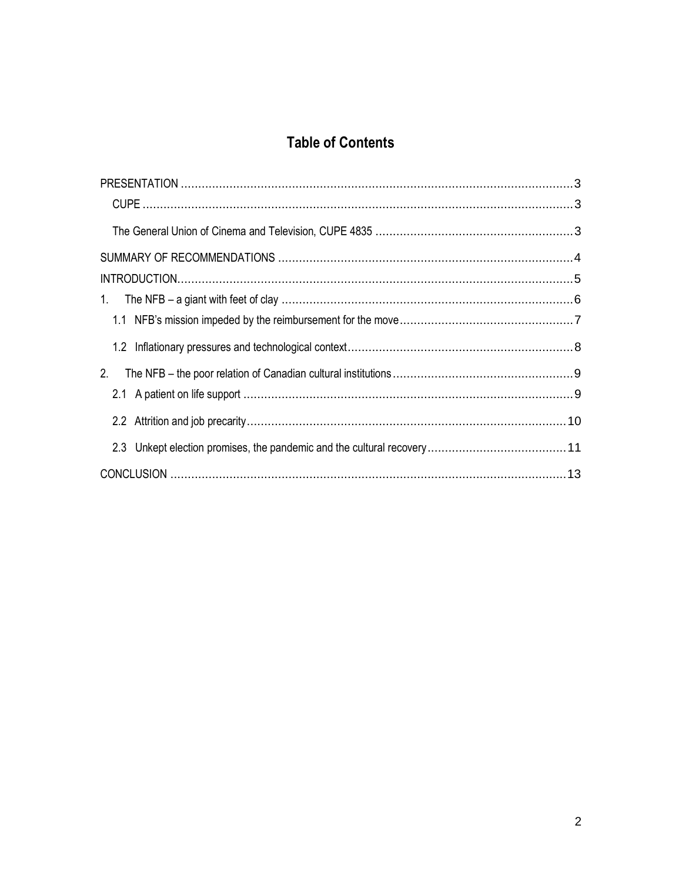# Table of Contents

PRESENTATION ..................................................................................................................3

CUPE ..................................................................................................................3

The General Union of Cinema and Television, CUPE 4835 ..............................................3

SUMMARY OF RECOMMENDATIONS ..........................................................................4

INTRODUCTION..................................................................................................................5

1. The NFB – a giant with feet of clay ..............................................................................6

1.1 NFB's mission impeded by the reimbursement for the move.........................................7

1.2 Inflationary pressures and technological context........................................................8

2. The NFB – the poor relation of Canadian cultural institutions ......................................9

2.1 A patient on life support ..............................................................................................9

2.2 Attrition and job precarity...........................................................................................10

2.3 Unkept election promises, the pandemic and the cultural recovery.............................11

CONCLUSION ..................................................................................................................13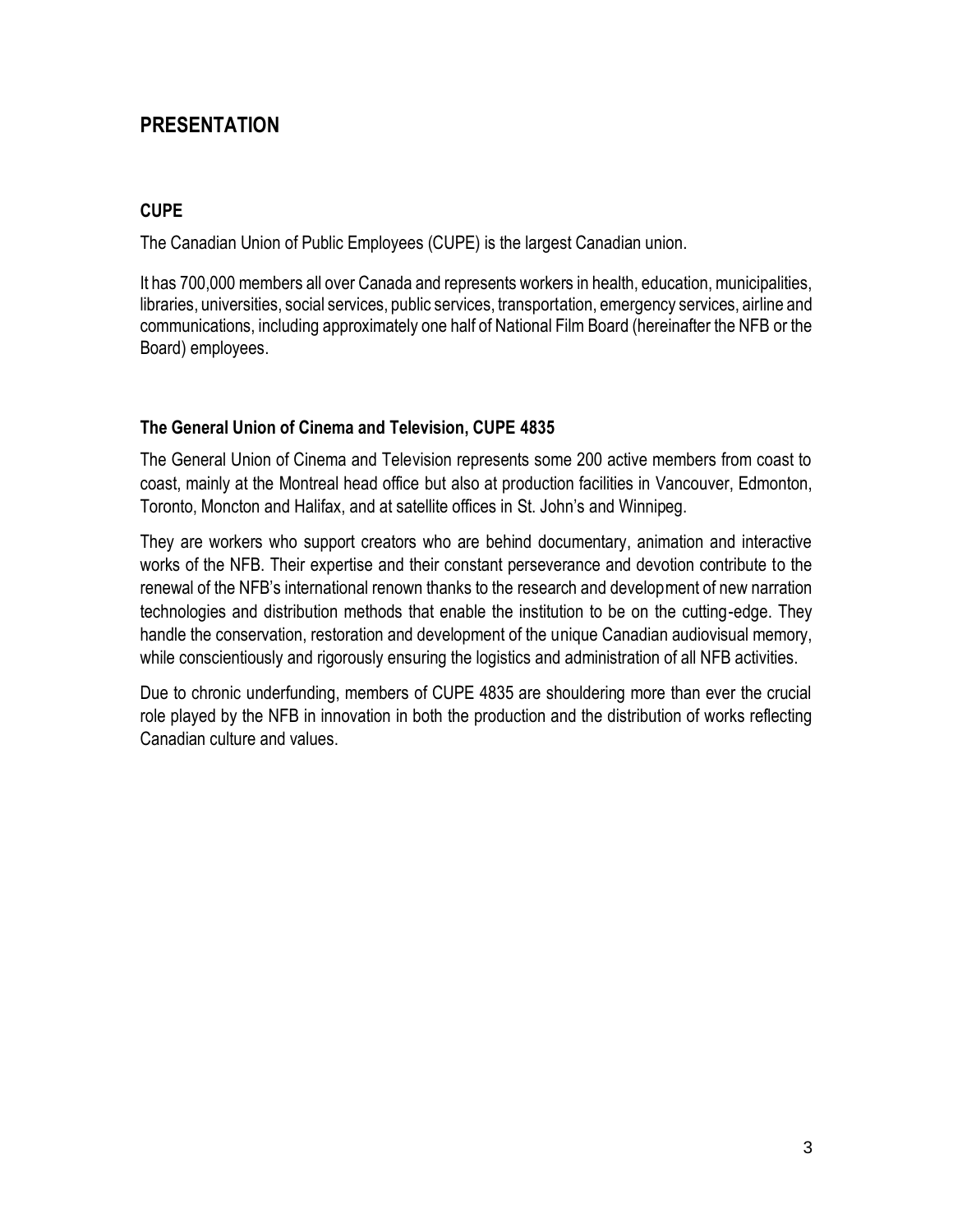# PRESENTATION

## CUPE

The Canadian Union of Public Employees (CUPE) is the largest Canadian union.

It has 700,000 members all over Canada and represents workers in health, education, municipalities, libraries, universities, social services, public services, transportation, emergency services, airline and communications, including approximately one half of National Film Board (hereinafter the NFB or the Board) employees.

## The General Union of Cinema and Television, CUPE 4835

The General Union of Cinema and Television represents some 200 active members from coast to coast, mainly at the Montreal head office but also at production facilities in Vancouver, Edmonton, Toronto, Moncton and Halifax, and at satellite offices in St. John's and Winnipeg.

They are workers who support creators who are behind documentary, animation and interactive works of the NFB. Their expertise and their constant perseverance and devotion contribute to the renewal of the NFB's international renown thanks to the research and development of new narration technologies and distribution methods that enable the institution to be on the cutting-edge. They handle the conservation, restoration and development of the unique Canadian audiovisual memory, while conscientiously and rigorously ensuring the logistics and administration of all NFB activities.

Due to chronic underfunding, members of CUPE 4835 are shouldering more than ever the crucial role played by the NFB in innovation in both the production and the distribution of works reflecting Canadian culture and values.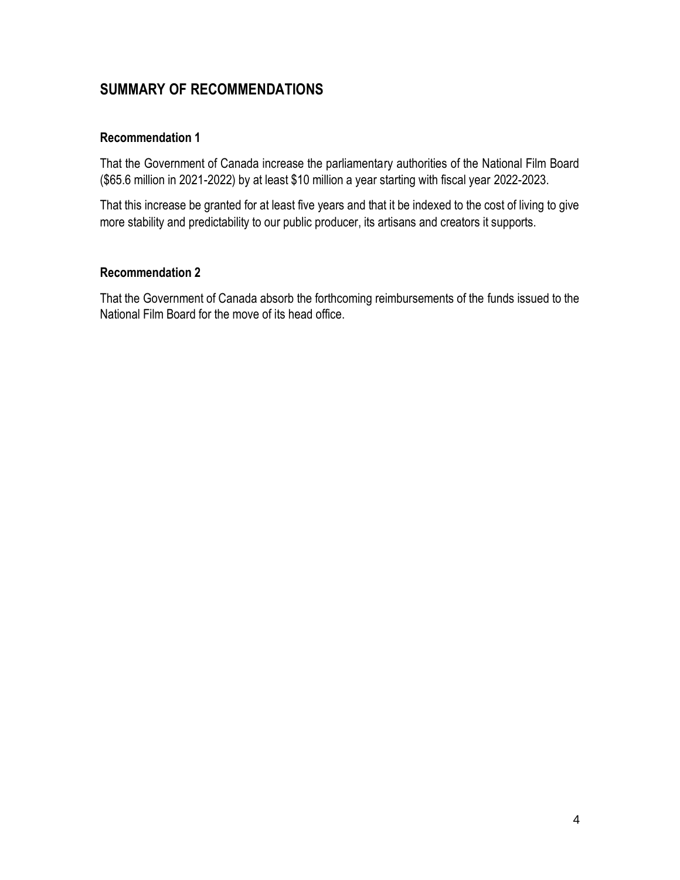## SUMMARY OF RECOMMENDATIONS

### Recommendation 1

That the Government of Canada increase the parliamentary authorities of the National Film Board ($65.6 million in 2021-2022) by at least $10 million a year starting with fiscal year 2022-2023.

That this increase be granted for at least five years and that it be indexed to the cost of living to give more stability and predictability to our public producer, its artisans and creators it supports.

### Recommendation 2

That the Government of Canada absorb the forthcoming reimbursements of the funds issued to the National Film Board for the move of its head office.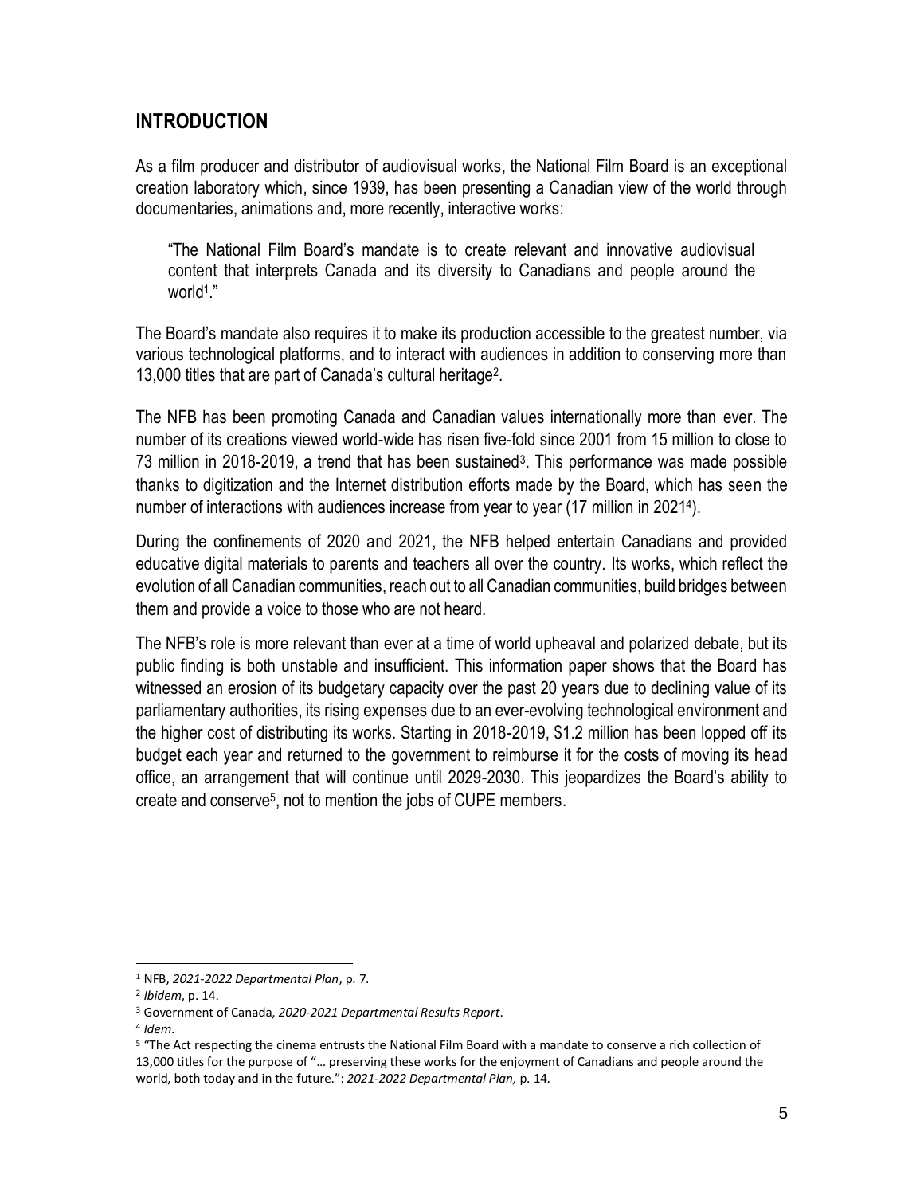## INTRODUCTION

As a film producer and distributor of audiovisual works, the National Film Board is an exceptional creation laboratory which, since 1939, has been presenting a Canadian view of the world through documentaries, animations and, more recently, interactive works:

> "The National Film Board's mandate is to create relevant and innovative audiovisual content that interprets Canada and its diversity to Canadians and people around the world[1]."

The Board's mandate also requires it to make its production accessible to the greatest number, via various technological platforms, and to interact with audiences in addition to conserving more than 13,000 titles that are part of Canada's cultural heritage[2].

The NFB has been promoting Canada and Canadian values internationally more than ever. The number of its creations viewed world-wide has risen five-fold since 2001 from 15 million to close to 73 million in 2018-2019, a trend that has been sustained[3]. This performance was made possible thanks to digitization and the Internet distribution efforts made by the Board, which has seen the number of interactions with audiences increase from year to year (17 million in 2021[4]).

During the confinements of 2020 and 2021, the NFB helped entertain Canadians and provided educative digital materials to parents and teachers all over the country. Its works, which reflect the evolution of all Canadian communities, reach out to all Canadian communities, build bridges between them and provide a voice to those who are not heard.

The NFB's role is more relevant than ever at a time of world upheaval and polarized debate, but its public finding is both unstable and insufficient. This information paper shows that the Board has witnessed an erosion of its budgetary capacity over the past 20 years due to declining value of its parliamentary authorities, its rising expenses due to an ever-evolving technological environment and the higher cost of distributing its works. Starting in 2018-2019, $1.2 million has been lopped off its budget each year and returned to the government to reimburse it for the costs of moving its head office, an arrangement that will continue until 2029-2030. This jeopardizes the Board's ability to create and conserve[5], not to mention the jobs of CUPE members.

---

[1] NFB, *2021-2022 Departmental Plan*, p. 7.

[2] *Ibidem*, p. 14.

[3] Government of Canada, *2020-2021 Departmental Results Report*.

[4] *Idem*.

[5] "The Act respecting the cinema entrusts the National Film Board with a mandate to conserve a rich collection of 13,000 titles for the purpose of "… preserving these works for the enjoyment of Canadians and people around the world, both today and in the future.": *2021-2022 Departmental Plan,* p. 14.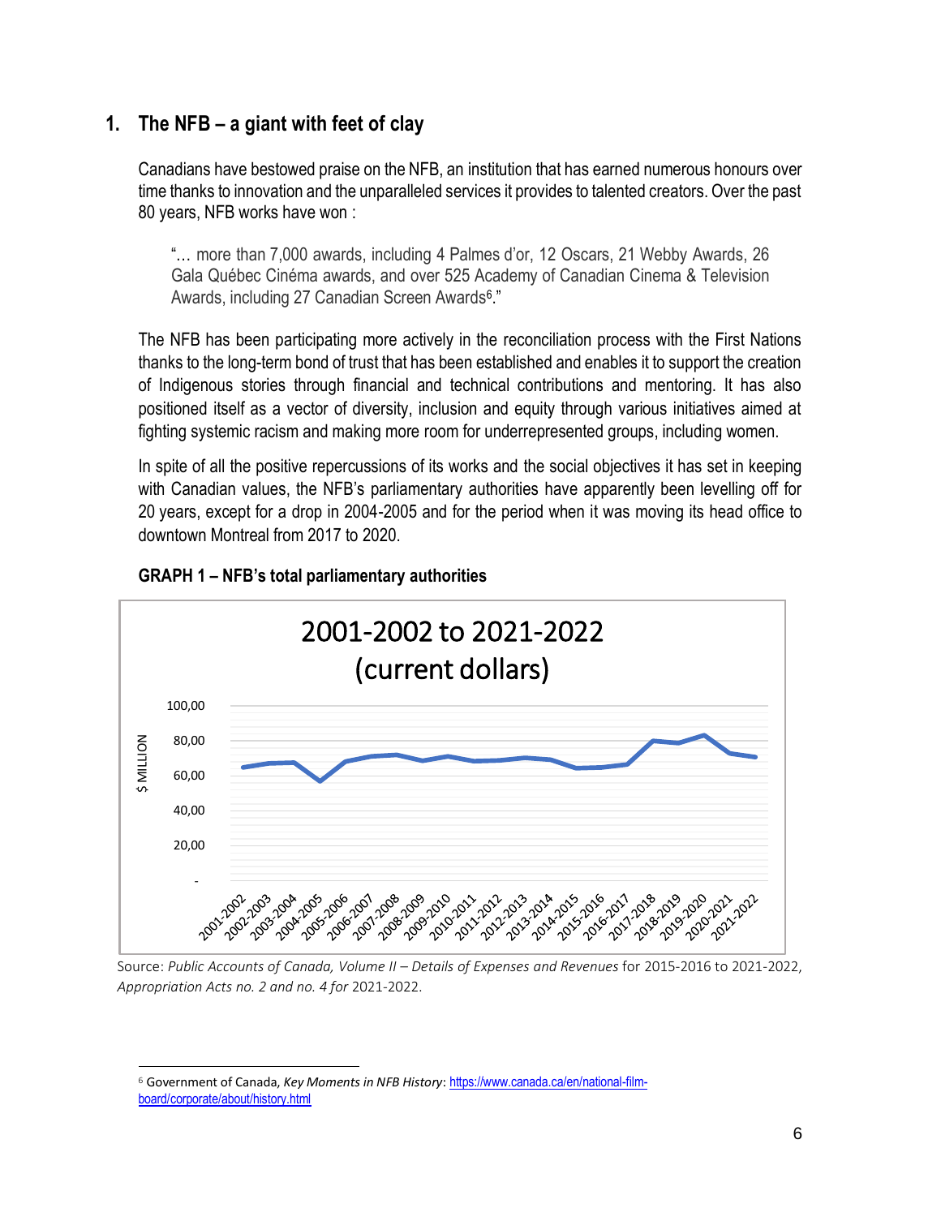## 1. The NFB – a giant with feet of clay

Canadians have bestowed praise on the NFB, an institution that has earned numerous honours over time thanks to innovation and the unparalleled services it provides to talented creators. Over the past 80 years, NFB works have won :

> "… more than 7,000 awards, including 4 Palmes d'or, 12 Oscars, 21 Webby Awards, 26 Gala Québec Cinéma awards, and over 525 Academy of Canadian Cinema & Television Awards, including 27 Canadian Screen Awards[6]."

The NFB has been participating more actively in the reconciliation process with the First Nations thanks to the long-term bond of trust that has been established and enables it to support the creation of Indigenous stories through financial and technical contributions and mentoring. It has also positioned itself as a vector of diversity, inclusion and equity through various initiatives aimed at fighting systemic racism and making more room for underrepresented groups, including women.

In spite of all the positive repercussions of its works and the social objectives it has set in keeping with Canadian values, the NFB's parliamentary authorities have apparently been levelling off for 20 years, except for a drop in 2004-2005 and for the period when it was moving its head office to downtown Montreal from 2017 to 2020.

**GRAPH 1 – NFB's total parliamentary authorities**

2001-2002 to 2021-2022 (current dollars)

Source: *Public Accounts of Canada, Volume II – Details of Expenses and Revenues* for 2015-2016 to 2021-2022, *Appropriation Acts no. 2 and no. 4 for* 2021-2022.

[6] Government of Canada, *Key Moments in NFB History*: https://www.canada.ca/en/national-film-board/corporate/about/history.html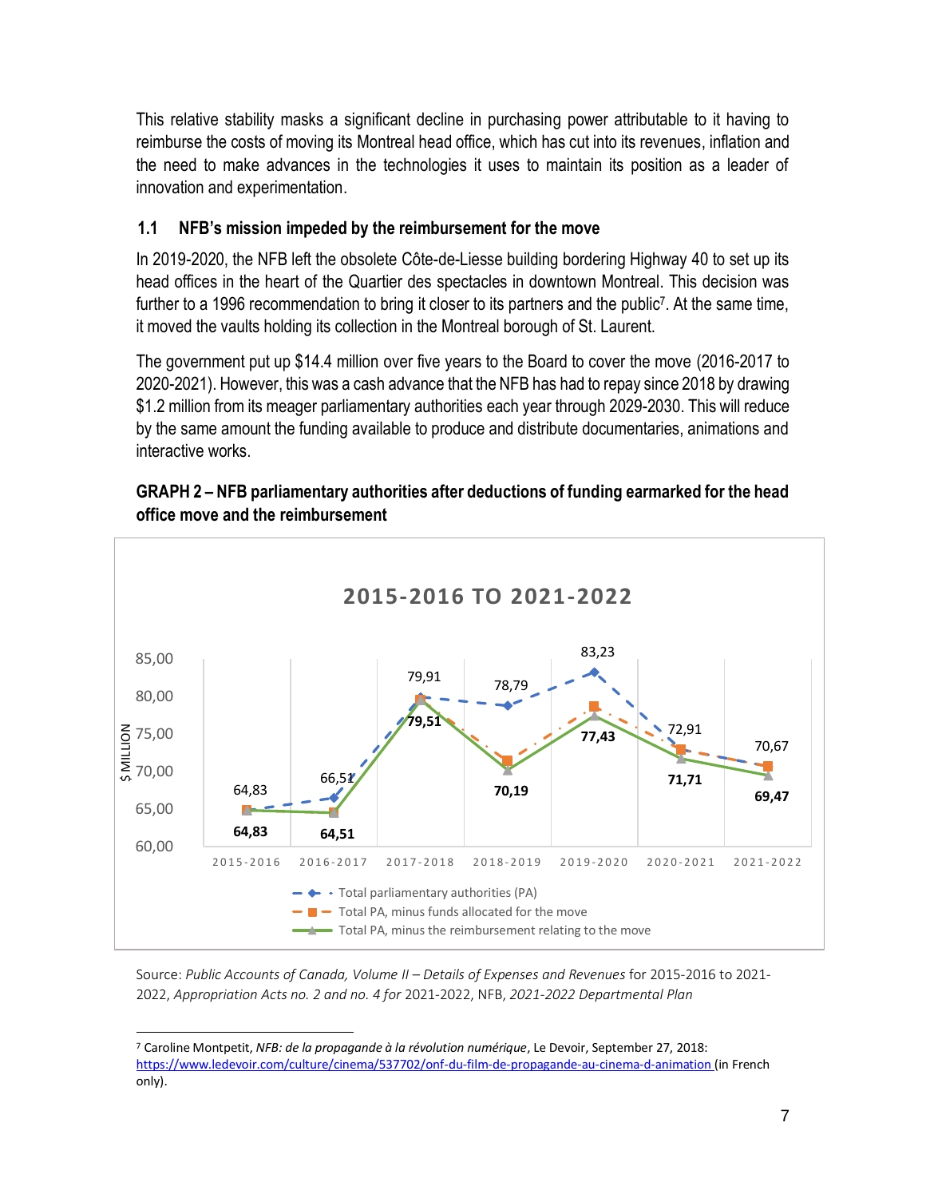This relative stability masks a significant decline in purchasing power attributable to it having to reimburse the costs of moving its Montreal head office, which has cut into its revenues, inflation and the need to make advances in the technologies it uses to maintain its position as a leader of innovation and experimentation.

### 1.1 NFB's mission impeded by the reimbursement for the move

In 2019-2020, the NFB left the obsolete Côte-de-Liesse building bordering Highway 40 to set up its head offices in the heart of the Quartier des spectacles in downtown Montreal. This decision was further to a 1996 recommendation to bring it closer to its partners and the public[7]. At the same time, it moved the vaults holding its collection in the Montreal borough of St. Laurent.

The government put up $14.4 million over five years to the Board to cover the move (2016-2017 to 2020-2021). However, this was a cash advance that the NFB has had to repay since 2018 by drawing $1.2 million from its meager parliamentary authorities each year through 2029-2030. This will reduce by the same amount the funding available to produce and distribute documentaries, animations and interactive works.

**GRAPH 2 – NFB parliamentary authorities after deductions of funding earmarked for the head office move and the reimbursement**

**2015-2016 TO 2021-2022**

| Year | Total parliamentary authorities (PA) | Total PA, minus the reimbursement relating to the move |
|---|---|---|
| 2015-2016 | 64,83 | 64,83 |
| 2016-2017 | 66,51 | 64,51 |
| 2017-2018 | 79,91 | 79,51 |
| 2018-2019 | 78,79 | 70,19 |
| 2019-2020 | 83,23 | 77,43 |
| 2020-2021 | 72,91 | 71,71 |
| 2021-2022 | 70,67 | 69,47 |

($ MILLION; series: Total parliamentary authorities (PA); Total PA, minus funds allocated for the move; Total PA, minus the reimbursement relating to the move)

Source: *Public Accounts of Canada, Volume II – Details of Expenses and Revenues* for 2015-2016 to 2021-2022, *Appropriation Acts no. 2 and no. 4 for* 2021-2022, NFB, *2021-2022 Departmental Plan*

[7] Caroline Montpetit, *NFB: de la propagande à la révolution numérique*, Le Devoir, September 27, 2018: https://www.ledevoir.com/culture/cinema/537702/onf-du-film-de-propagande-au-cinema-d-animation (in French only).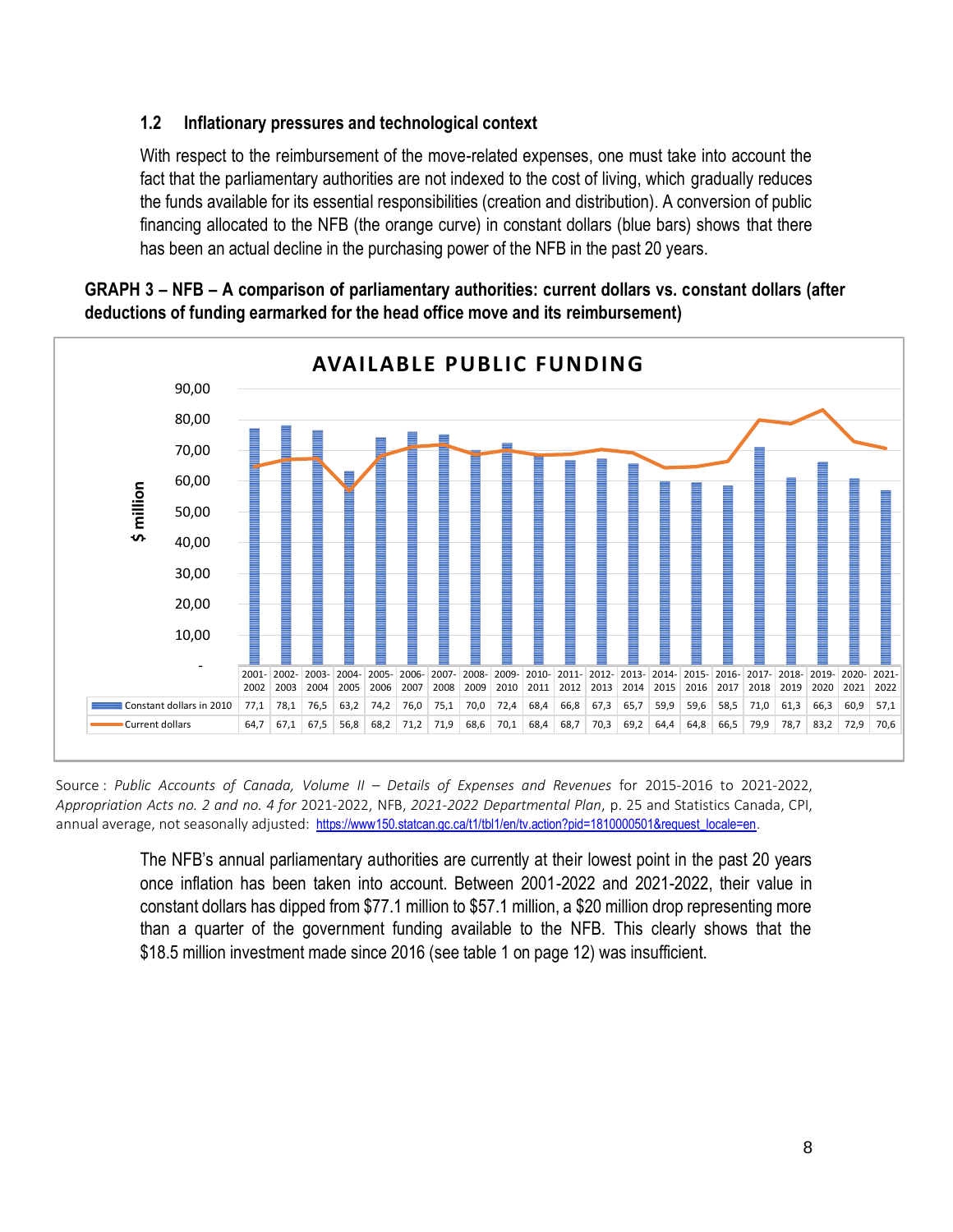### 1.2 Inflationary pressures and technological context

With respect to the reimbursement of the move-related expenses, one must take into account the fact that the parliamentary authorities are not indexed to the cost of living, which gradually reduces the funds available for its essential responsibilities (creation and distribution). A conversion of public financing allocated to the NFB (the orange curve) in constant dollars (blue bars) shows that there has been an actual decline in the purchasing power of the NFB in the past 20 years.

**GRAPH 3 – NFB – A comparison of parliamentary authorities: current dollars vs. constant dollars (after deductions of funding earmarked for the head office move and its reimbursement)**

**AVAILABLE PUBLIC FUNDING** ($ million)

| | 2001-2002 | 2002-2003 | 2003-2004 | 2004-2005 | 2005-2006 | 2006-2007 | 2007-2008 | 2008-2009 | 2009-2010 | 2010-2011 | 2011-2012 | 2012-2013 | 2013-2014 | 2014-2015 | 2015-2016 | 2016-2017 | 2017-2018 | 2018-2019 | 2019-2020 | 2020-2021 | 2021-2022 |
|---|---|---|---|---|---|---|---|---|---|---|---|---|---|---|---|---|---|---|---|---|---|
| Constant dollars in 2010 | 77,1 | 78,1 | 76,5 | 63,2 | 74,2 | 76,0 | 75,1 | 70,0 | 72,4 | 68,4 | 66,8 | 67,3 | 65,7 | 59,9 | 59,6 | 58,5 | 71,0 | 61,3 | 66,3 | 60,9 | 57,1 |
| Current dollars | 64,7 | 67,1 | 67,5 | 56,8 | 68,2 | 71,2 | 71,9 | 68,6 | 70,1 | 68,4 | 68,7 | 70,3 | 69,2 | 64,4 | 64,8 | 66,5 | 79,9 | 78,7 | 83,2 | 72,9 | 70,6 |

Source : *Public Accounts of Canada, Volume II – Details of Expenses and Revenues* for 2015-2016 to 2021-2022, *Appropriation Acts no. 2 and no. 4 for* 2021-2022, NFB, *2021-2022 Departmental Plan*, p. 25 and Statistics Canada, CPI, annual average, not seasonally adjusted: https://www150.statcan.gc.ca/t1/tbl1/en/tv.action?pid=1810000501&request_locale=en.

The NFB's annual parliamentary authorities are currently at their lowest point in the past 20 years once inflation has been taken into account. Between 2001-2022 and 2021-2022, their value in constant dollars has dipped from $77.1 million to $57.1 million, a $20 million drop representing more than a quarter of the government funding available to the NFB. This clearly shows that the $18.5 million investment made since 2016 (see table 1 on page 12) was insufficient.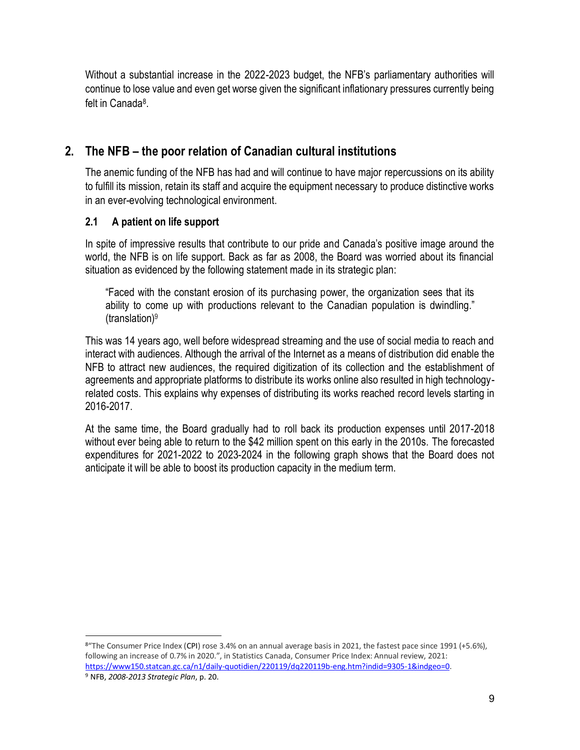Without a substantial increase in the 2022-2023 budget, the NFB's parliamentary authorities will continue to lose value and even get worse given the significant inflationary pressures currently being felt in Canada[8].

## 2. The NFB – the poor relation of Canadian cultural institutions

The anemic funding of the NFB has had and will continue to have major repercussions on its ability to fulfill its mission, retain its staff and acquire the equipment necessary to produce distinctive works in an ever-evolving technological environment.

### 2.1 A patient on life support

In spite of impressive results that contribute to our pride and Canada's positive image around the world, the NFB is on life support. Back as far as 2008, the Board was worried about its financial situation as evidenced by the following statement made in its strategic plan:

> "Faced with the constant erosion of its purchasing power, the organization sees that its ability to come up with productions relevant to the Canadian population is dwindling." (translation)[9]

This was 14 years ago, well before widespread streaming and the use of social media to reach and interact with audiences. Although the arrival of the Internet as a means of distribution did enable the NFB to attract new audiences, the required digitization of its collection and the establishment of agreements and appropriate platforms to distribute its works online also resulted in high technology-related costs. This explains why expenses of distributing its works reached record levels starting in 2016-2017.

At the same time, the Board gradually had to roll back its production expenses until 2017-2018 without ever being able to return to the $42 million spent on this early in the 2010s. The forecasted expenditures for 2021-2022 to 2023-2024 in the following graph shows that the Board does not anticipate it will be able to boost its production capacity in the medium term.

---

[8] "The Consumer Price Index (CPI) rose 3.4% on an annual average basis in 2021, the fastest pace since 1991 (+5.6%), following an increase of 0.7% in 2020.", in Statistics Canada, Consumer Price Index: Annual review, 2021: https://www150.statcan.gc.ca/n1/daily-quotidien/220119/dq220119b-eng.htm?indid=9305-1&indgeo=0.

[9] NFB, *2008-2013 Strategic Plan*, p. 20.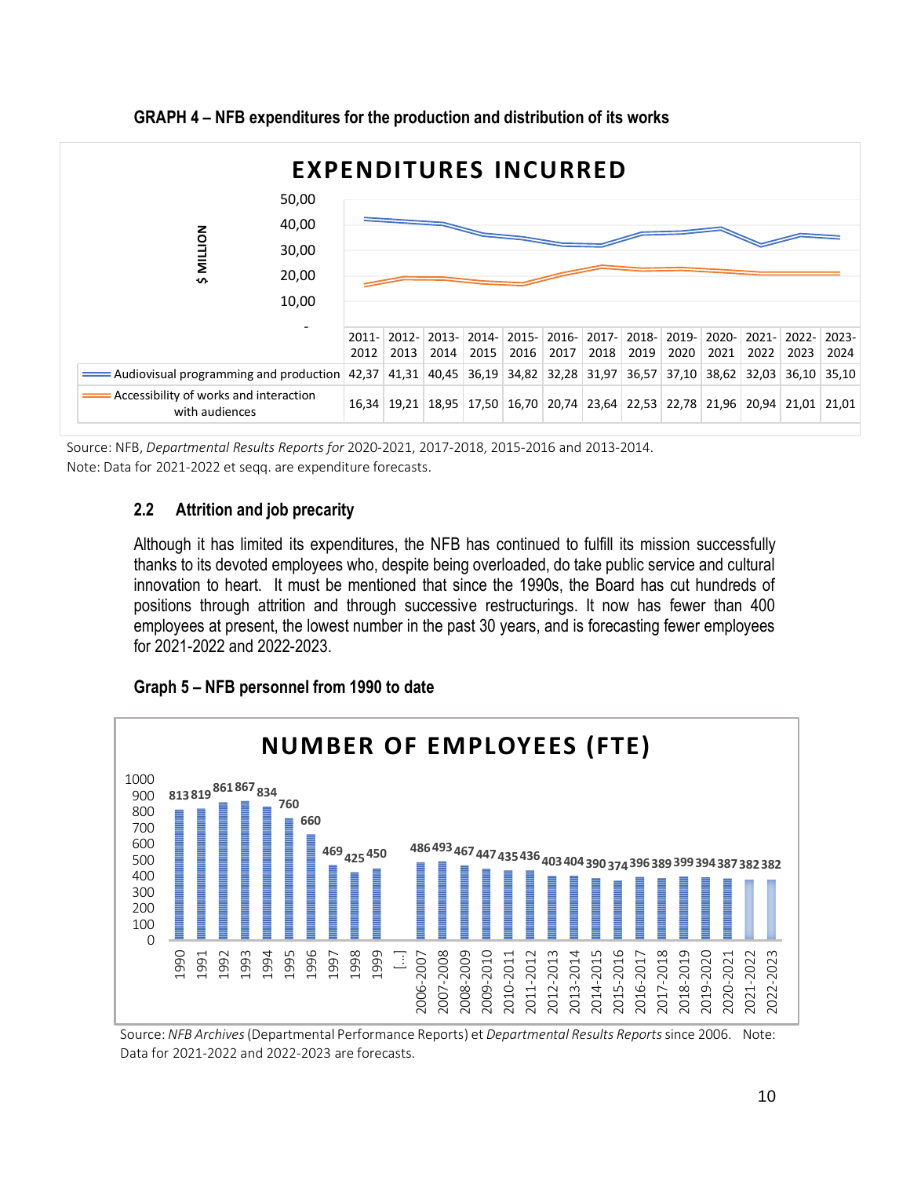**GRAPH 4 – NFB expenditures for the production and distribution of its works**

**EXPENDITURES INCURRED**

($ MILLION)

| | 2011-2012 | 2012-2013 | 2013-2014 | 2014-2015 | 2015-2016 | 2016-2017 | 2017-2018 | 2018-2019 | 2019-2020 | 2020-2021 | 2021-2022 | 2022-2023 | 2023-2024 |
|---|---|---|---|---|---|---|---|---|---|---|---|---|---|
| Audiovisual programming and production | 42,37 | 41,31 | 40,45 | 36,19 | 34,82 | 32,28 | 31,97 | 36,57 | 37,10 | 38,62 | 32,03 | 36,10 | 35,10 |
| Accessibility of works and interaction with audiences | 16,34 | 19,21 | 18,95 | 17,50 | 16,70 | 20,74 | 23,64 | 22,53 | 22,78 | 21,96 | 20,94 | 21,01 | 21,01 |

Source: NFB, *Departmental Results Reports for* 2020-2021, 2017-2018, 2015-2016 and 2013-2014.
Note: Data for 2021-2022 et seqq. are expenditure forecasts.

### 2.2 Attrition and job precarity

Although it has limited its expenditures, the NFB has continued to fulfill its mission successfully thanks to its devoted employees who, despite being overloaded, do take public service and cultural innovation to heart. It must be mentioned that since the 1990s, the Board has cut hundreds of positions through attrition and through successive restructurings. It now has fewer than 400 employees at present, the lowest number in the past 30 years, and is forecasting fewer employees for 2021-2022 and 2022-2023.

**Graph 5 – NFB personnel from 1990 to date**

**NUMBER OF EMPLOYEES (FTE)**

| Year | Employees |
|---|---|
| 1990 | 813 |
| 1991 | 819 |
| 1992 | 861 |
| 1993 | 867 |
| 1994 | 834 |
| 1995 | 760 |
| 1996 | 660 |
| 1997 | 469 |
| 1998 | 425 |
| 1999 | 450 |
| […] | |
| 2006-2007 | 486 |
| 2007-2008 | 493 |
| 2008-2009 | 467 |
| 2009-2010 | 447 |
| 2010-2011 | 435 |
| 2011-2012 | 436 |
| 2012-2013 | 403 |
| 2013-2014 | 404 |
| 2014-2015 | 390 |
| 2015-2016 | 374 |
| 2016-2017 | 396 |
| 2017-2018 | 389 |
| 2018-2019 | 399 |
| 2019-2020 | 394 |
| 2020-2021 | 387 |
| 2021-2022 | 382 |
| 2022-2023 | 382 |

Source: *NFB Archives* (Departmental Performance Reports) et *Departmental Results Reports* since 2006. Note: Data for 2021-2022 and 2022-2023 are forecasts.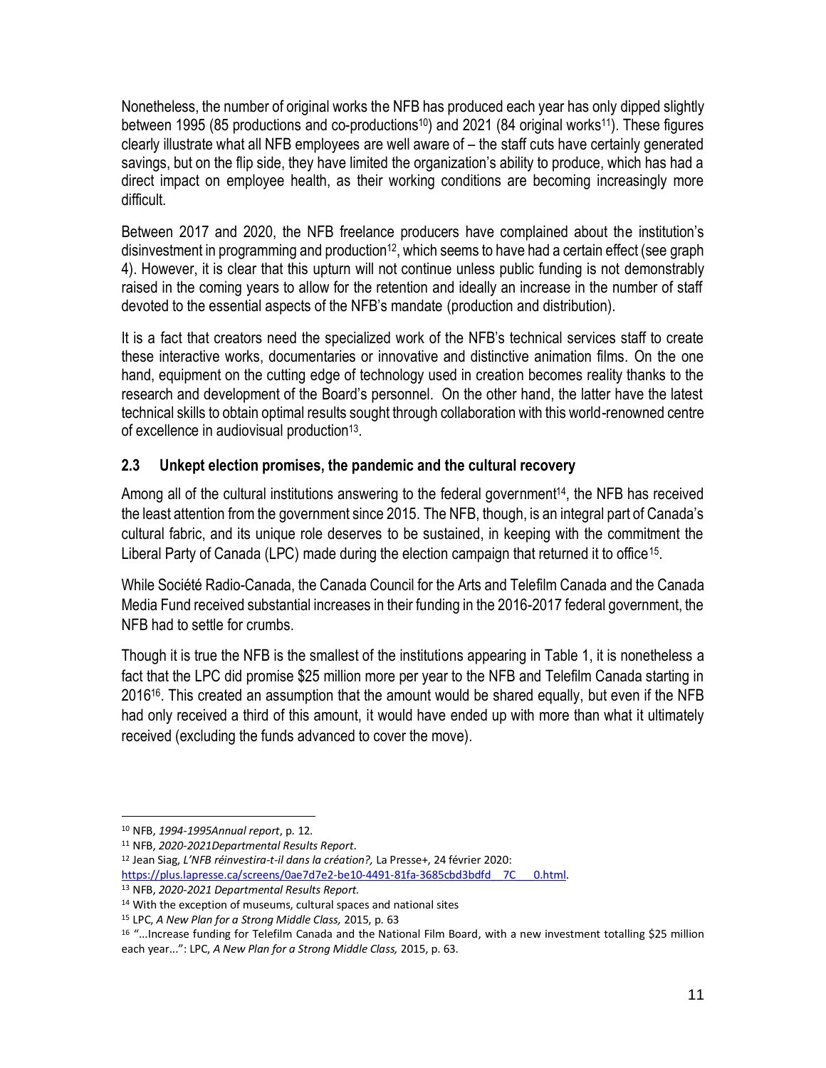Nonetheless, the number of original works the NFB has produced each year has only dipped slightly between 1995 (85 productions and co-productions[10]) and 2021 (84 original works[11]). These figures clearly illustrate what all NFB employees are well aware of – the staff cuts have certainly generated savings, but on the flip side, they have limited the organization's ability to produce, which has had a direct impact on employee health, as their working conditions are becoming increasingly more difficult.

Between 2017 and 2020, the NFB freelance producers have complained about the institution's disinvestment in programming and production[12], which seems to have had a certain effect (see graph 4). However, it is clear that this upturn will not continue unless public funding is not demonstrably raised in the coming years to allow for the retention and ideally an increase in the number of staff devoted to the essential aspects of the NFB's mandate (production and distribution).

It is a fact that creators need the specialized work of the NFB's technical services staff to create these interactive works, documentaries or innovative and distinctive animation films. On the one hand, equipment on the cutting edge of technology used in creation becomes reality thanks to the research and development of the Board's personnel. On the other hand, the latter have the latest technical skills to obtain optimal results sought through collaboration with this world-renowned centre of excellence in audiovisual production[13].

## 2.3 Unkept election promises, the pandemic and the cultural recovery

Among all of the cultural institutions answering to the federal government[14], the NFB has received the least attention from the government since 2015. The NFB, though, is an integral part of Canada's cultural fabric, and its unique role deserves to be sustained, in keeping with the commitment the Liberal Party of Canada (LPC) made during the election campaign that returned it to office[15].

While Société Radio-Canada, the Canada Council for the Arts and Telefilm Canada and the Canada Media Fund received substantial increases in their funding in the 2016-2017 federal government, the NFB had to settle for crumbs.

Though it is true the NFB is the smallest of the institutions appearing in Table 1, it is nonetheless a fact that the LPC did promise $25 million more per year to the NFB and Telefilm Canada starting in 2016[16]. This created an assumption that the amount would be shared equally, but even if the NFB had only received a third of this amount, it would have ended up with more than what it ultimately received (excluding the funds advanced to cover the move).

---

[10] NFB, *1994-1995Annual report*, p. 12.

[11] NFB, *2020-2021Departmental Results Report*.

[12] Jean Siag, *L'NFB réinvestira-t-il dans la création?,* La Presse+, 24 février 2020: https://plus.lapresse.ca/screens/0ae7d7e2-be10-4491-81fa-3685cbd3bdfd__7C___0.html.

[13] NFB, *2020-2021 Departmental Results Report.*

[14] With the exception of museums, cultural spaces and national sites

[15] LPC, *A New Plan for a Strong Middle Class,* 2015, p. 63

[16] "...Increase funding for Telefilm Canada and the National Film Board, with a new investment totalling $25 million each year...": LPC, *A New Plan for a Strong Middle Class,* 2015, p. 63.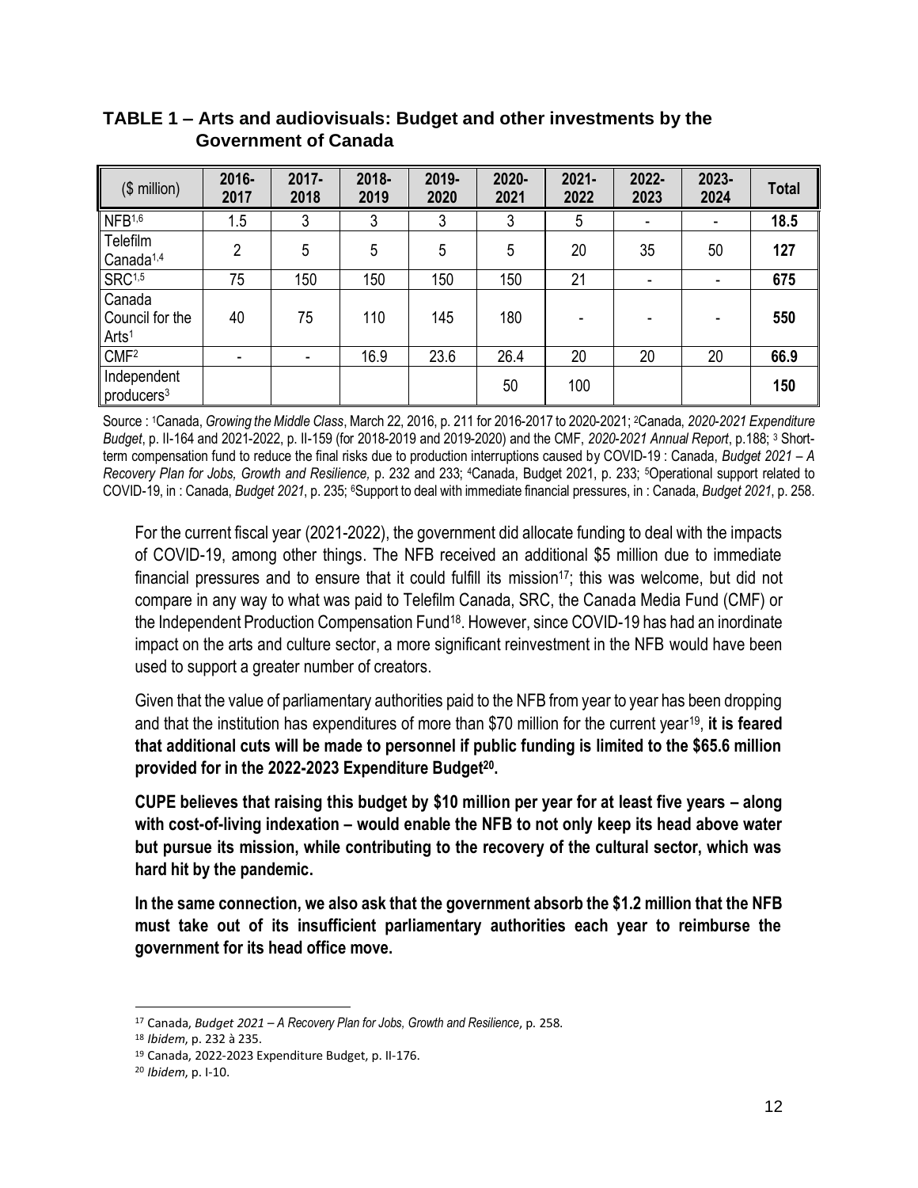**TABLE 1 – Arts and audiovisuals: Budget and other investments by the Government of Canada**

| ($ million) | 2016-2017 | 2017-2018 | 2018-2019 | 2019-2020 | 2020-2021 | 2021-2022 | 2022-2023 | 2023-2024 | Total |
|---|---|---|---|---|---|---|---|---|---|
| NFB[1,6] | 1.5 | 3 | 3 | 3 | 3 | 5 | - | - | **18.5** |
| Telefilm Canada[1,4] | 2 | 5 | 5 | 5 | 5 | 20 | 35 | 50 | **127** |
| SRC[1,5] | 75 | 150 | 150 | 150 | 150 | 21 | - | - | **675** |
| Canada Council for the Arts[1] | 40 | 75 | 110 | 145 | 180 | - | - | - | **550** |
| CMF[2] | - | - | 16.9 | 23.6 | 26.4 | 20 | 20 | 20 | **66.9** |
| Independent producers[3] | | | | | 50 | 100 | | | **150** |

Source : [1]Canada, *Growing the Middle Class*, March 22, 2016, p. 211 for 2016-2017 to 2020-2021; [2]Canada, *2020-2021 Expenditure Budget*, p. II-164 and 2021-2022, p. II-159 (for 2018-2019 and 2019-2020) and the CMF, *2020-2021 Annual Report*, p.188; [3] Short-term compensation fund to reduce the final risks due to production interruptions caused by COVID-19 : Canada, *Budget 2021 – A Recovery Plan for Jobs, Growth and Resilience,* p. 232 and 233; [4]Canada, Budget 2021, p. 233; [5]Operational support related to COVID-19, in : Canada, *Budget 2021*, p. 235; [6]Support to deal with immediate financial pressures, in : Canada, *Budget 2021*, p. 258.

For the current fiscal year (2021-2022), the government did allocate funding to deal with the impacts of COVID-19, among other things. The NFB received an additional $5 million due to immediate financial pressures and to ensure that it could fulfill its mission[17]; this was welcome, but did not compare in any way to what was paid to Telefilm Canada, SRC, the Canada Media Fund (CMF) or the Independent Production Compensation Fund[18]. However, since COVID-19 has had an inordinate impact on the arts and culture sector, a more significant reinvestment in the NFB would have been used to support a greater number of creators.

Given that the value of parliamentary authorities paid to the NFB from year to year has been dropping and that the institution has expenditures of more than $70 million for the current year[19], **it is feared that additional cuts will be made to personnel if public funding is limited to the $65.6 million provided for in the 2022-2023 Expenditure Budget[20].**

**CUPE believes that raising this budget by $10 million per year for at least five years – along with cost-of-living indexation – would enable the NFB to not only keep its head above water but pursue its mission, while contributing to the recovery of the cultural sector, which was hard hit by the pandemic.**

**In the same connection, we also ask that the government absorb the $1.2 million that the NFB must take out of its insufficient parliamentary authorities each year to reimburse the government for its head office move.**

---

[17] Canada, *Budget 2021 – A Recovery Plan for Jobs, Growth and Resilience*, p. 258.

[18] *Ibidem*, p. 232 à 235.

[19] Canada, 2022-2023 Expenditure Budget, p. II-176.

[20] *Ibidem*, p. I-10.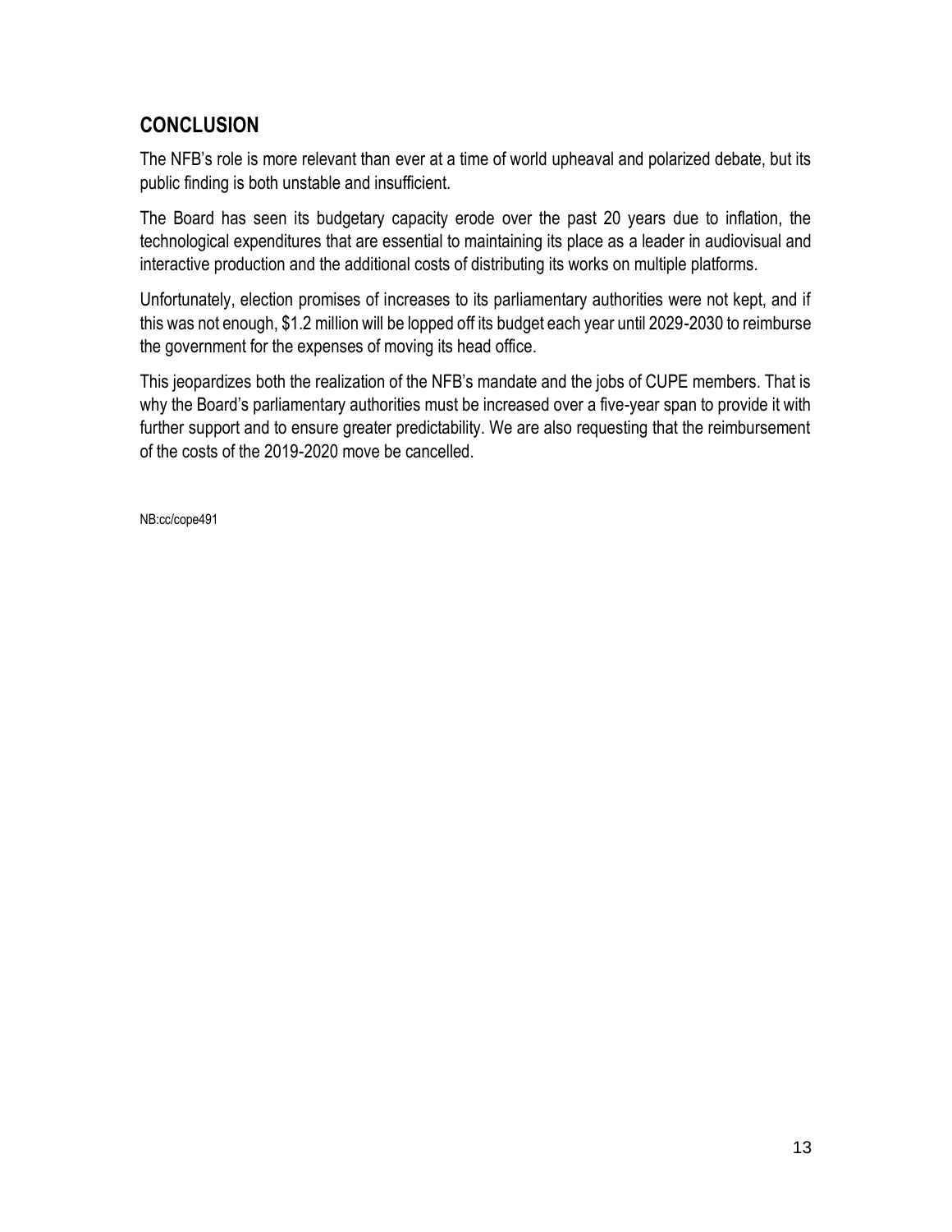## CONCLUSION

The NFB's role is more relevant than ever at a time of world upheaval and polarized debate, but its public finding is both unstable and insufficient.

The Board has seen its budgetary capacity erode over the past 20 years due to inflation, the technological expenditures that are essential to maintaining its place as a leader in audiovisual and interactive production and the additional costs of distributing its works on multiple platforms.

Unfortunately, election promises of increases to its parliamentary authorities were not kept, and if this was not enough, $1.2 million will be lopped off its budget each year until 2029-2030 to reimburse the government for the expenses of moving its head office.

This jeopardizes both the realization of the NFB's mandate and the jobs of CUPE members. That is why the Board's parliamentary authorities must be increased over a five-year span to provide it with further support and to ensure greater predictability. We are also requesting that the reimbursement of the costs of the 2019-2020 move be cancelled.

NB:cc/cope491